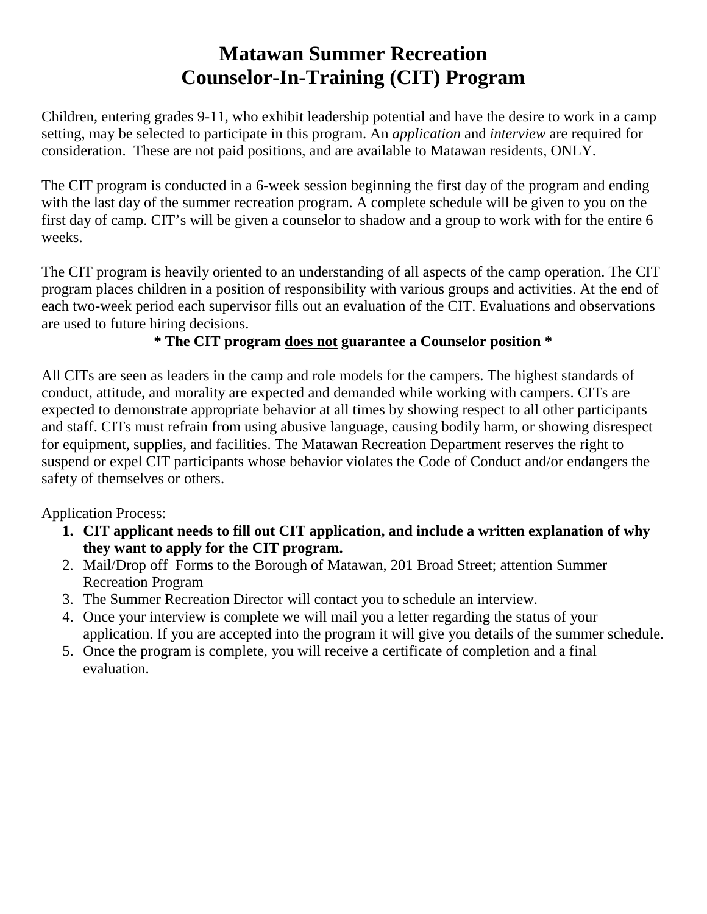# Matawan Summer Recreation
# Counselor-In-Training (CIT) Program

Children, entering grades 9-11, who exhibit leadership potential and have the desire to work in a camp setting, may be selected to participate in this program. An *application* and *interview* are required for consideration. These are not paid positions, and are available to Matawan residents, ONLY.

The CIT program is conducted in a 6-week session beginning the first day of the program and ending with the last day of the summer recreation program. A complete schedule will be given to you on the first day of camp. CIT's will be given a counselor to shadow and a group to work with for the entire 6 weeks.

The CIT program is heavily oriented to an understanding of all aspects of the camp operation. The CIT program places children in a position of responsibility with various groups and activities. At the end of each two-week period each supervisor fills out an evaluation of the CIT. Evaluations and observations are used to future hiring decisions.

**\* The CIT program <u>does not</u> guarantee a Counselor position \***

All CITs are seen as leaders in the camp and role models for the campers. The highest standards of conduct, attitude, and morality are expected and demanded while working with campers. CITs are expected to demonstrate appropriate behavior at all times by showing respect to all other participants and staff. CITs must refrain from using abusive language, causing bodily harm, or showing disrespect for equipment, supplies, and facilities. The Matawan Recreation Department reserves the right to suspend or expel CIT participants whose behavior violates the Code of Conduct and/or endangers the safety of themselves or others.

Application Process:

1. **CIT applicant needs to fill out CIT application, and include a written explanation of why they want to apply for the CIT program.**
2. Mail/Drop off Forms to the Borough of Matawan, 201 Broad Street; attention Summer Recreation Program
3. The Summer Recreation Director will contact you to schedule an interview.
4. Once your interview is complete we will mail you a letter regarding the status of your application. If you are accepted into the program it will give you details of the summer schedule.
5. Once the program is complete, you will receive a certificate of completion and a final evaluation.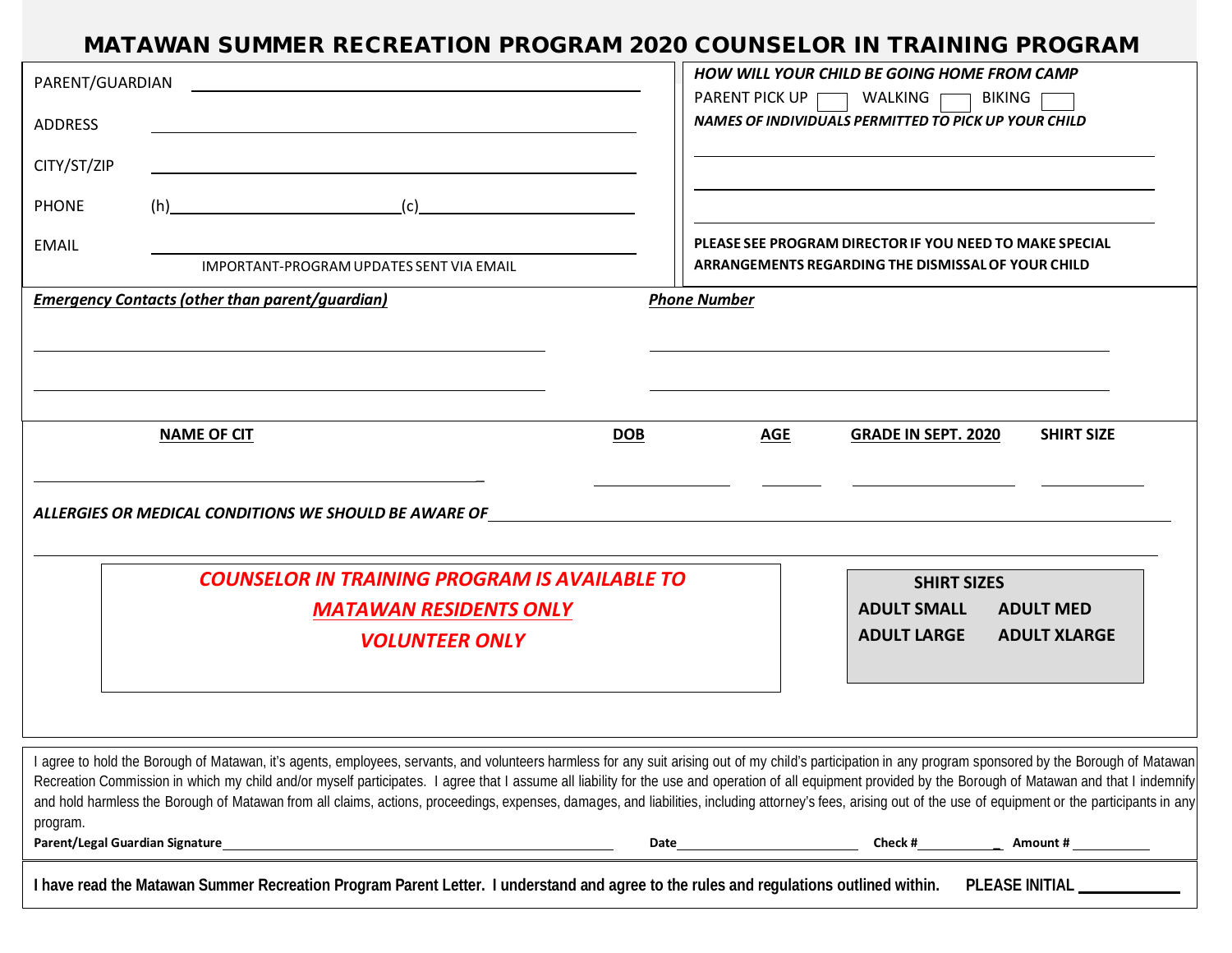# MATAWAN SUMMER RECREATION PROGRAM 2020 COUNSELOR IN TRAINING PROGRAM

PARENT/GUARDIAN ______________________________

ADDRESS ______________________________

CITY/ST/ZIP ______________________________

PHONE (h)______________ (c)______________

EMAIL ______________________________

IMPORTANT-PROGRAM UPDATES SENT VIA EMAIL

***HOW WILL YOUR CHILD BE GOING HOME FROM CAMP***

PARENT PICK UP ☐ WALKING ☐ BIKING ☐

***NAMES OF INDIVIDUALS PERMITTED TO PICK UP YOUR CHILD***

______________________________

______________________________

______________________________

**PLEASE SEE PROGRAM DIRECTOR IF YOU NEED TO MAKE SPECIAL ARRANGEMENTS REGARDING THE DISMISSAL OF YOUR CHILD**

| ***Emergency Contacts (other than parent/guardian)*** | ***Phone Number*** |
|---|---|
| | |
| | |

| **NAME OF CIT** | **DOB** | **AGE** | **GRADE IN SEPT. 2020** | **SHIRT SIZE** |
|---|---|---|---|---|
| | | | | |

***ALLERGIES OR MEDICAL CONDITIONS WE SHOULD BE AWARE OF*** ______________________________

______________________________

***COUNSELOR IN TRAINING PROGRAM IS AVAILABLE TO***

***MATAWAN RESIDENTS ONLY***

***VOLUNTEER ONLY***

**SHIRT SIZES**

**ADULT SMALL** **ADULT MED**

**ADULT LARGE** **ADULT XLARGE**

I agree to hold the Borough of Matawan, it's agents, employees, servants, and volunteers harmless for any suit arising out of my child's participation in any program sponsored by the Borough of Matawan Recreation Commission in which my child and/or myself participates. I agree that I assume all liability for the use and operation of all equipment provided by the Borough of Matawan and that I indemnify and hold harmless the Borough of Matawan from all claims, actions, proceedings, expenses, damages, and liabilities, including attorney's fees, arising out of the use of equipment or the participants in any program.

**Parent/Legal Guardian Signature** ______________________ **Date** ______________ **Check #** __________ **Amount #** __________

**I have read the Matawan Summer Recreation Program Parent Letter. I understand and agree to the rules and regulations outlined within. PLEASE INITIAL** __________